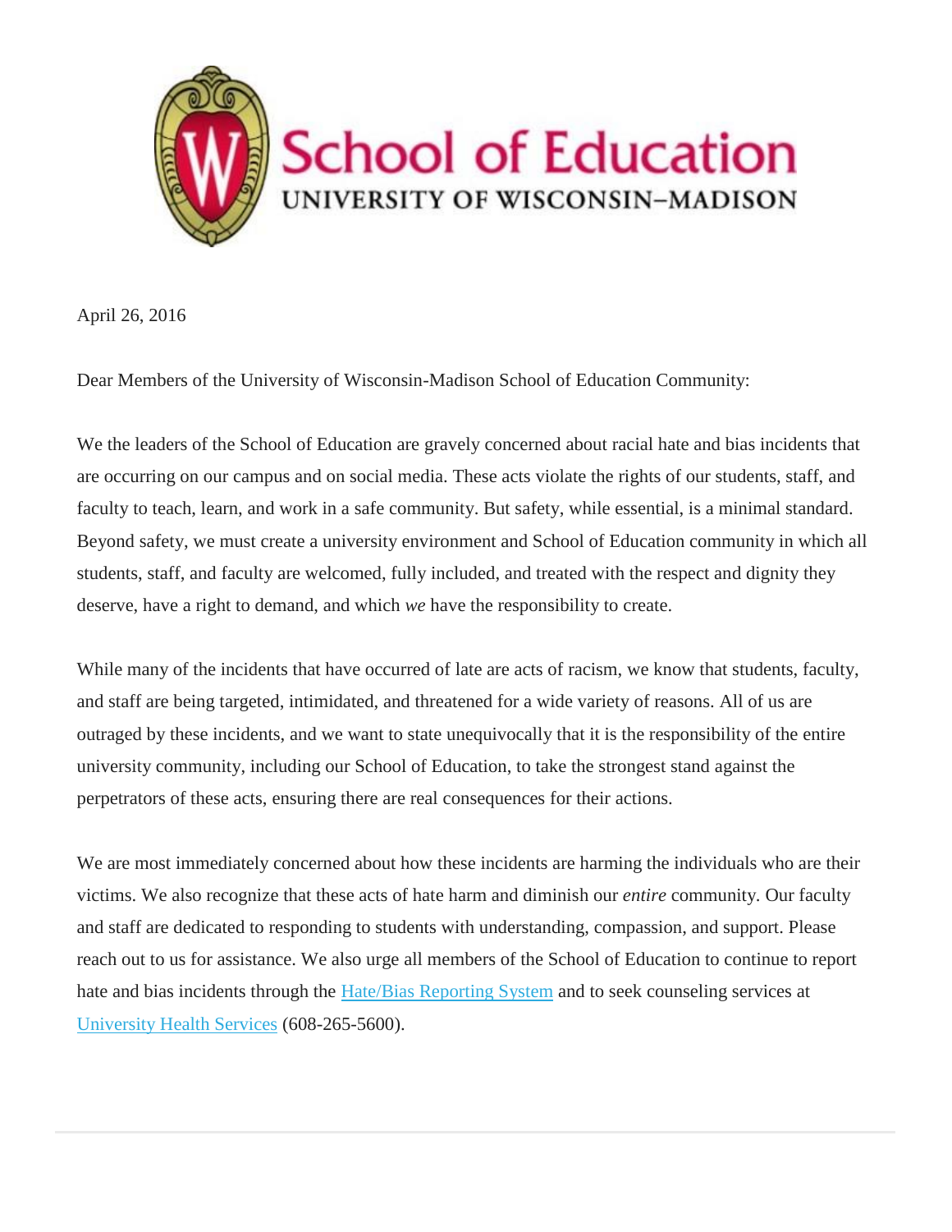# School of Education
## UNIVERSITY OF WISCONSIN–MADISON

April 26, 2016

Dear Members of the University of Wisconsin-Madison School of Education Community:

We the leaders of the School of Education are gravely concerned about racial hate and bias incidents that are occurring on our campus and on social media. These acts violate the rights of our students, staff, and faculty to teach, learn, and work in a safe community. But safety, while essential, is a minimal standard. Beyond safety, we must create a university environment and School of Education community in which all students, staff, and faculty are welcomed, fully included, and treated with the respect and dignity they deserve, have a right to demand, and which *we* have the responsibility to create.

While many of the incidents that have occurred of late are acts of racism, we know that students, faculty, and staff are being targeted, intimidated, and threatened for a wide variety of reasons. All of us are outraged by these incidents, and we want to state unequivocally that it is the responsibility of the entire university community, including our School of Education, to take the strongest stand against the perpetrators of these acts, ensuring there are real consequences for their actions.

We are most immediately concerned about how these incidents are harming the individuals who are their victims. We also recognize that these acts of hate harm and diminish our *entire* community. Our faculty and staff are dedicated to responding to students with understanding, compassion, and support. Please reach out to us for assistance. We also urge all members of the School of Education to continue to report hate and bias incidents through the Hate/Bias Reporting System and to seek counseling services at University Health Services (608-265-5600).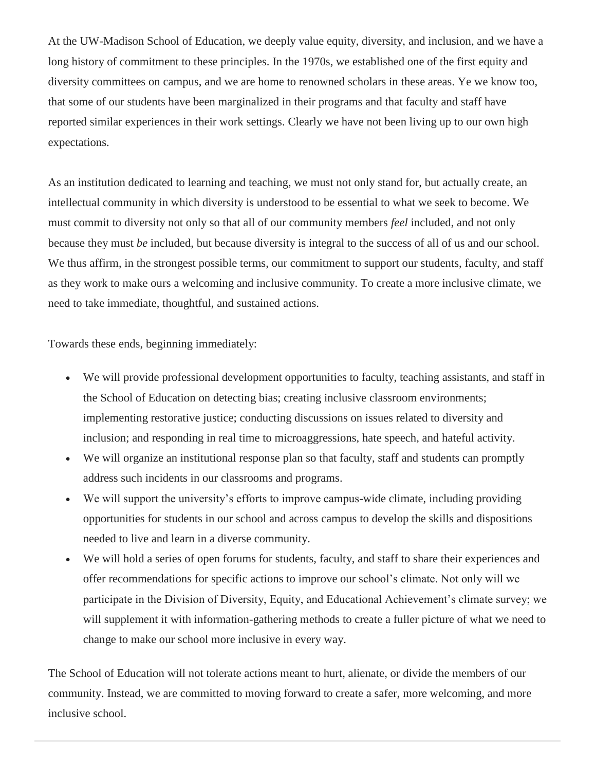At the UW-Madison School of Education, we deeply value equity, diversity, and inclusion, and we have a long history of commitment to these principles. In the 1970s, we established one of the first equity and diversity committees on campus, and we are home to renowned scholars in these areas. Ye we know too, that some of our students have been marginalized in their programs and that faculty and staff have reported similar experiences in their work settings. Clearly we have not been living up to our own high expectations.

As an institution dedicated to learning and teaching, we must not only stand for, but actually create, an intellectual community in which diversity is understood to be essential to what we seek to become. We must commit to diversity not only so that all of our community members *feel* included, and not only because they must *be* included, but because diversity is integral to the success of all of us and our school. We thus affirm, in the strongest possible terms, our commitment to support our students, faculty, and staff as they work to make ours a welcoming and inclusive community. To create a more inclusive climate, we need to take immediate, thoughtful, and sustained actions.

Towards these ends, beginning immediately:

- We will provide professional development opportunities to faculty, teaching assistants, and staff in the School of Education on detecting bias; creating inclusive classroom environments; implementing restorative justice; conducting discussions on issues related to diversity and inclusion; and responding in real time to microaggressions, hate speech, and hateful activity.
- We will organize an institutional response plan so that faculty, staff and students can promptly address such incidents in our classrooms and programs.
- We will support the university's efforts to improve campus-wide climate, including providing opportunities for students in our school and across campus to develop the skills and dispositions needed to live and learn in a diverse community.
- We will hold a series of open forums for students, faculty, and staff to share their experiences and offer recommendations for specific actions to improve our school's climate. Not only will we participate in the Division of Diversity, Equity, and Educational Achievement's climate survey; we will supplement it with information-gathering methods to create a fuller picture of what we need to change to make our school more inclusive in every way.

The School of Education will not tolerate actions meant to hurt, alienate, or divide the members of our community. Instead, we are committed to moving forward to create a safer, more welcoming, and more inclusive school.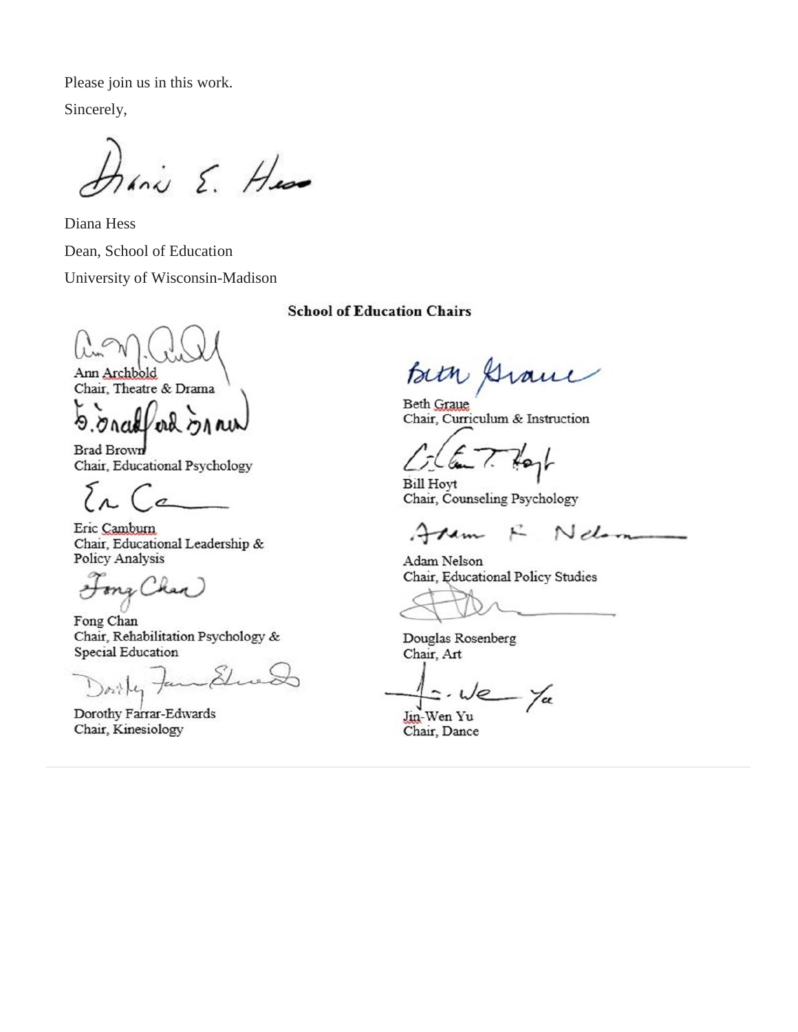Please join us in this work.

Sincerely,

Diana Hess  
Dean, School of Education  
University of Wisconsin-Madison

**School of Education Chairs**

Ann Archbold  
Chair, Theatre & Drama

Brad Brown  
Chair, Educational Psychology

Eric Camburn  
Chair, Educational Leadership & Policy Analysis

Fong Chan  
Chair, Rehabilitation Psychology & Special Education

Dorothy Farrar-Edwards  
Chair, Kinesiology

Beth Graue  
Chair, Curriculum & Instruction

Bill Hoyt  
Chair, Counseling Psychology

Adam Nelson  
Chair, Educational Policy Studies

Douglas Rosenberg  
Chair, Art

Jin-Wen Yu  
Chair, Dance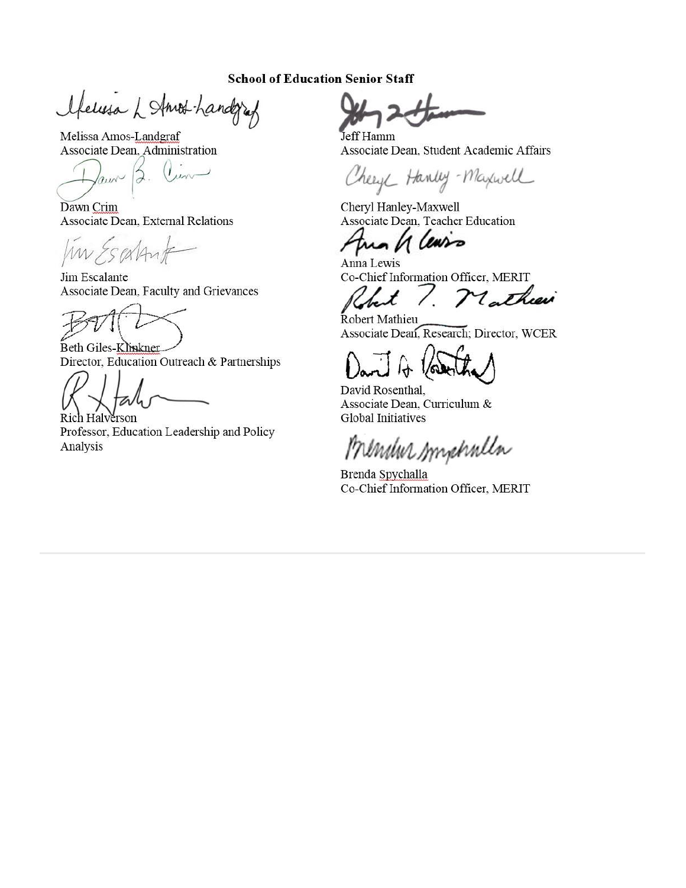**School of Education Senior Staff**

Melissa Amos-Landgraf
Associate Dean, Administration

Dawn Crim
Associate Dean, External Relations

Jim Escalante
Associate Dean, Faculty and Grievances

Beth Giles-Klinkner
Director, Education Outreach & Partnerships

Rich Halverson
Professor, Education Leadership and Policy Analysis

Jeff Hamm
Associate Dean, Student Academic Affairs

Cheryl Hanley-Maxwell
Associate Dean, Teacher Education

Anna Lewis
Co-Chief Information Officer, MERIT

Robert Mathieu
Associate Dean, Research; Director, WCER

David Rosenthal,
Associate Dean, Curriculum & Global Initiatives

Brenda Spychalla
Co-Chief Information Officer, MERIT